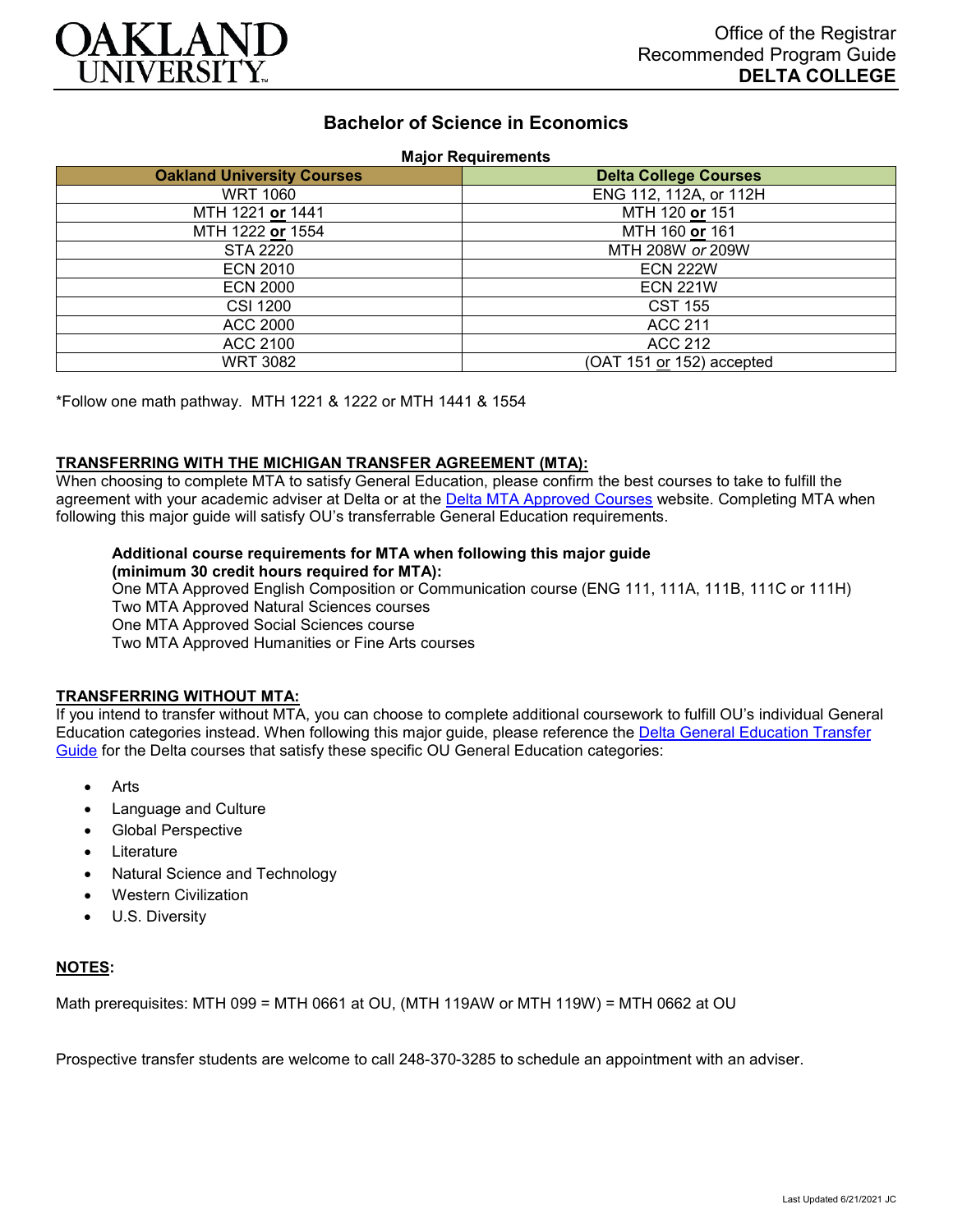OAKLAND UNIVERSITY

Office of the Registrar
Recommended Program Guide
**DELTA COLLEGE**

# Bachelor of Science in Economics

**Major Requirements**

| Oakland University Courses | Delta College Courses |
|---|---|
| WRT 1060 | ENG 112, 112A, or 112H |
| MTH 1221 **or** 1441 | MTH 120 **or** 151 |
| MTH 1222 **or** 1554 | MTH 160 **or** 161 |
| STA 2220 | MTH 208W *or* 209W |
| ECN 2010 | ECN 222W |
| ECN 2000 | ECN 221W |
| CSI 1200 | CST 155 |
| ACC 2000 | ACC 211 |
| ACC 2100 | ACC 212 |
| WRT 3082 | (OAT 151 or 152) accepted |

*Follow one math pathway. MTH 1221 & 1222 or MTH 1441 & 1554

**TRANSFERRING WITH THE MICHIGAN TRANSFER AGREEMENT (MTA):**

When choosing to complete MTA to satisfy General Education, please confirm the best courses to take to fulfill the agreement with your academic adviser at Delta or at the Delta MTA Approved Courses website. Completing MTA when following this major guide will satisfy OU's transferrable General Education requirements.

**Additional course requirements for MTA when following this major guide (minimum 30 credit hours required for MTA):**
One MTA Approved English Composition or Communication course (ENG 111, 111A, 111B, 111C or 111H)
Two MTA Approved Natural Sciences courses
One MTA Approved Social Sciences course
Two MTA Approved Humanities or Fine Arts courses

**TRANSFERRING WITHOUT MTA:**

If you intend to transfer without MTA, you can choose to complete additional coursework to fulfill OU's individual General Education categories instead. When following this major guide, please reference the Delta General Education Transfer Guide for the Delta courses that satisfy these specific OU General Education categories:

- Arts
- Language and Culture
- Global Perspective
- Literature
- Natural Science and Technology
- Western Civilization
- U.S. Diversity

**NOTES:**

Math prerequisites: MTH 099 = MTH 0661 at OU, (MTH 119AW or MTH 119W) = MTH 0662 at OU

Prospective transfer students are welcome to call 248-370-3285 to schedule an appointment with an adviser.

Last Updated 6/21/2021 JC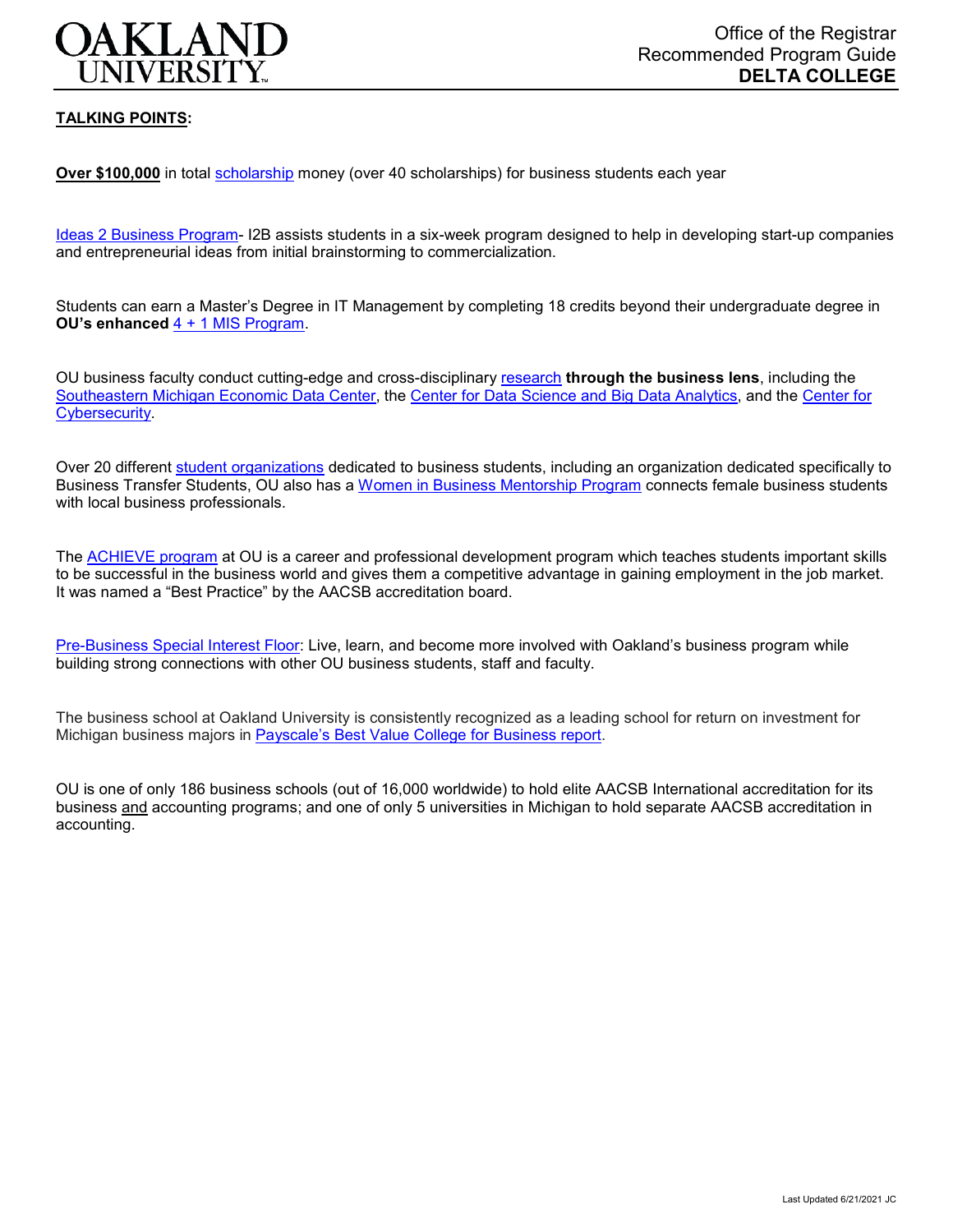**TALKING POINTS:**

**Over $100,000** in total scholarship money (over 40 scholarships) for business students each year

Ideas 2 Business Program- I2B assists students in a six-week program designed to help in developing start-up companies and entrepreneurial ideas from initial brainstorming to commercialization.

Students can earn a Master's Degree in IT Management by completing 18 credits beyond their undergraduate degree in **OU's enhanced** 4 + 1 MIS Program.

OU business faculty conduct cutting-edge and cross-disciplinary research **through the business lens**, including the Southeastern Michigan Economic Data Center, the Center for Data Science and Big Data Analytics, and the Center for Cybersecurity.

Over 20 different student organizations dedicated to business students, including an organization dedicated specifically to Business Transfer Students, OU also has a Women in Business Mentorship Program connects female business students with local business professionals.

The ACHIEVE program at OU is a career and professional development program which teaches students important skills to be successful in the business world and gives them a competitive advantage in gaining employment in the job market. It was named a "Best Practice" by the AACSB accreditation board.

Pre-Business Special Interest Floor: Live, learn, and become more involved with Oakland's business program while building strong connections with other OU business students, staff and faculty.

The business school at Oakland University is consistently recognized as a leading school for return on investment for Michigan business majors in Payscale's Best Value College for Business report.

OU is one of only 186 business schools (out of 16,000 worldwide) to hold elite AACSB International accreditation for its business and accounting programs; and one of only 5 universities in Michigan to hold separate AACSB accreditation in accounting.